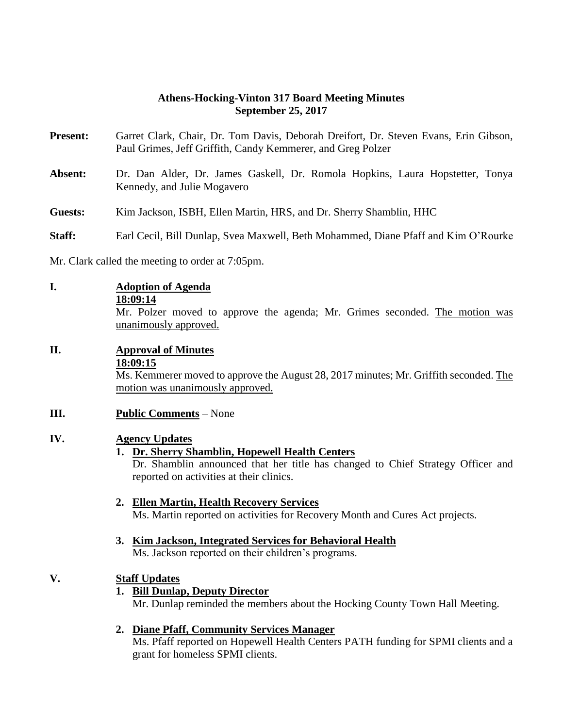**Athens-Hocking-Vinton 317 Board Meeting Minutes**
**September 25, 2017**

**Present:** Garret Clark, Chair, Dr. Tom Davis, Deborah Dreifort, Dr. Steven Evans, Erin Gibson, Paul Grimes, Jeff Griffith, Candy Kemmerer, and Greg Polzer

**Absent:** Dr. Dan Alder, Dr. James Gaskell, Dr. Romola Hopkins, Laura Hopstetter, Tonya Kennedy, and Julie Mogavero

**Guests:** Kim Jackson, ISBH, Ellen Martin, HRS, and Dr. Sherry Shamblin, HHC

**Staff:** Earl Cecil, Bill Dunlap, Svea Maxwell, Beth Mohammed, Diane Pfaff and Kim O'Rourke

Mr. Clark called the meeting to order at 7:05pm.

**I. Adoption of Agenda**

**18:09:14**

Mr. Polzer moved to approve the agenda; Mr. Grimes seconded. The motion was unanimously approved.

**II. Approval of Minutes**

**18:09:15**

Ms. Kemmerer moved to approve the August 28, 2017 minutes; Mr. Griffith seconded. The motion was unanimously approved.

**III. Public Comments** – None

**IV. Agency Updates**

1. **Dr. Sherry Shamblin, Hopewell Health Centers**
   Dr. Shamblin announced that her title has changed to Chief Strategy Officer and reported on activities at their clinics.

2. **Ellen Martin, Health Recovery Services**
   Ms. Martin reported on activities for Recovery Month and Cures Act projects.

3. **Kim Jackson, Integrated Services for Behavioral Health**
   Ms. Jackson reported on their children's programs.

**V. Staff Updates**

1. **Bill Dunlap, Deputy Director**
   Mr. Dunlap reminded the members about the Hocking County Town Hall Meeting.

2. **Diane Pfaff, Community Services Manager**
   Ms. Pfaff reported on Hopewell Health Centers PATH funding for SPMI clients and a grant for homeless SPMI clients.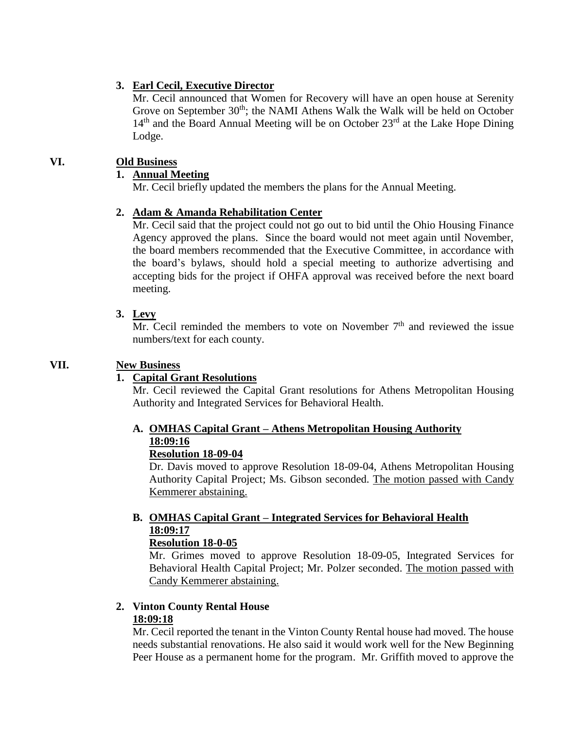3. **Earl Cecil, Executive Director**

   Mr. Cecil announced that Women for Recovery will have an open house at Serenity Grove on September 30th; the NAMI Athens Walk the Walk will be held on October 14th and the Board Annual Meeting will be on October 23rd at the Lake Hope Dining Lodge.

## VI. Old Business

1. **Annual Meeting**

   Mr. Cecil briefly updated the members the plans for the Annual Meeting.

2. **Adam & Amanda Rehabilitation Center**

   Mr. Cecil said that the project could not go out to bid until the Ohio Housing Finance Agency approved the plans. Since the board would not meet again until November, the board members recommended that the Executive Committee, in accordance with the board's bylaws, should hold a special meeting to authorize advertising and accepting bids for the project if OHFA approval was received before the next board meeting.

3. **Levy**

   Mr. Cecil reminded the members to vote on November 7th and reviewed the issue numbers/text for each county.

## VII. New Business

1. **Capital Grant Resolutions**

   Mr. Cecil reviewed the Capital Grant resolutions for Athens Metropolitan Housing Authority and Integrated Services for Behavioral Health.

   **A. OMHAS Capital Grant – Athens Metropolitan Housing Authority**
   **18:09:16**
   **Resolution 18-09-04**

   Dr. Davis moved to approve Resolution 18-09-04, Athens Metropolitan Housing Authority Capital Project; Ms. Gibson seconded. The motion passed with Candy Kemmerer abstaining.

   **B. OMHAS Capital Grant – Integrated Services for Behavioral Health**
   **18:09:17**
   **Resolution 18-0-05**

   Mr. Grimes moved to approve Resolution 18-09-05, Integrated Services for Behavioral Health Capital Project; Mr. Polzer seconded. The motion passed with Candy Kemmerer abstaining.

2. **Vinton County Rental House**
   **18:09:18**

   Mr. Cecil reported the tenant in the Vinton County Rental house had moved. The house needs substantial renovations. He also said it would work well for the New Beginning Peer House as a permanent home for the program. Mr. Griffith moved to approve the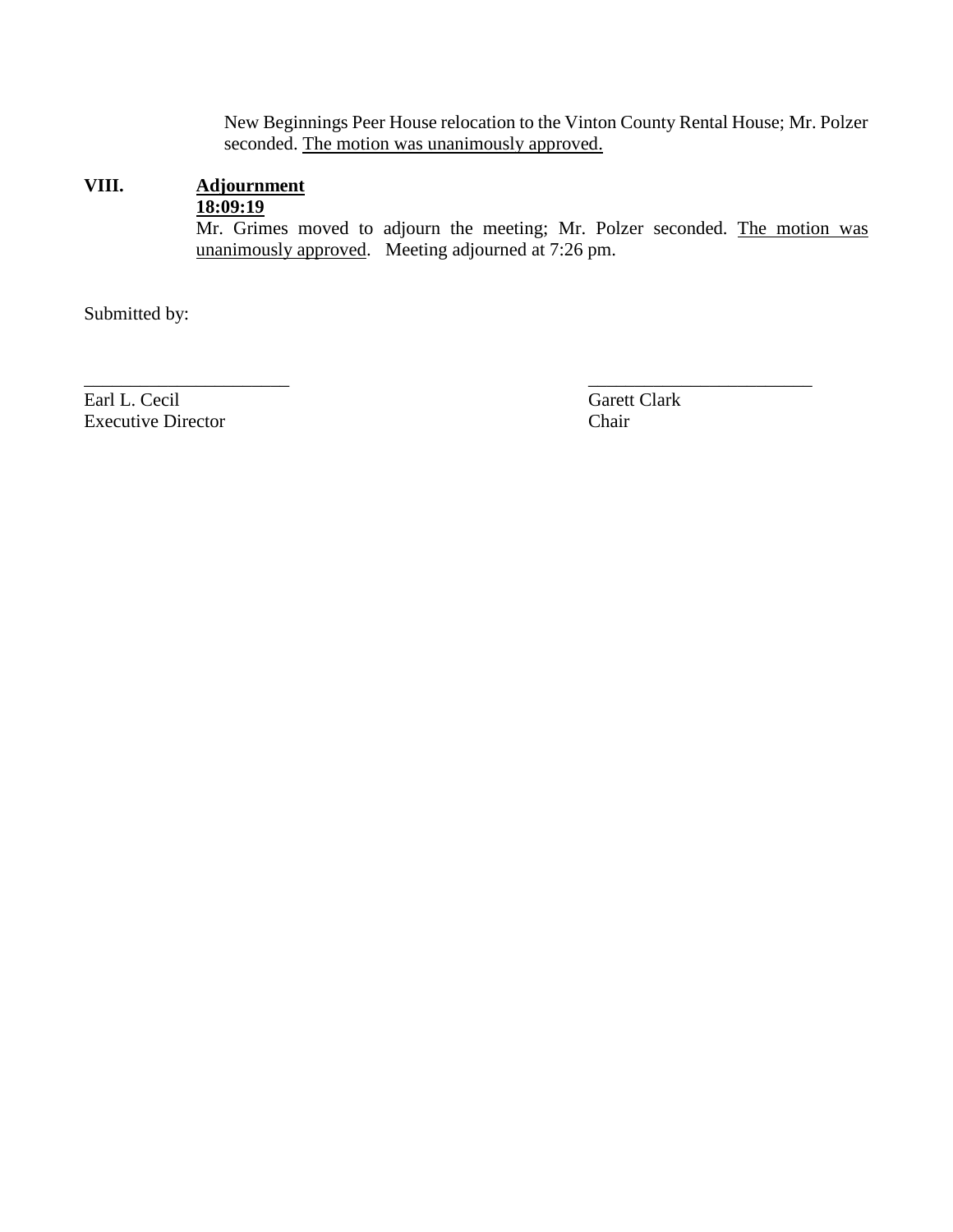New Beginnings Peer House relocation to the Vinton County Rental House; Mr. Polzer seconded. The motion was unanimously approved.

**VIII.** **Adjournment**

**18:09:19**

Mr. Grimes moved to adjourn the meeting; Mr. Polzer seconded. The motion was unanimously approved. Meeting adjourned at 7:26 pm.

Submitted by:

______________________ ________________________

Earl L. Cecil Garett Clark

Executive Director Chair